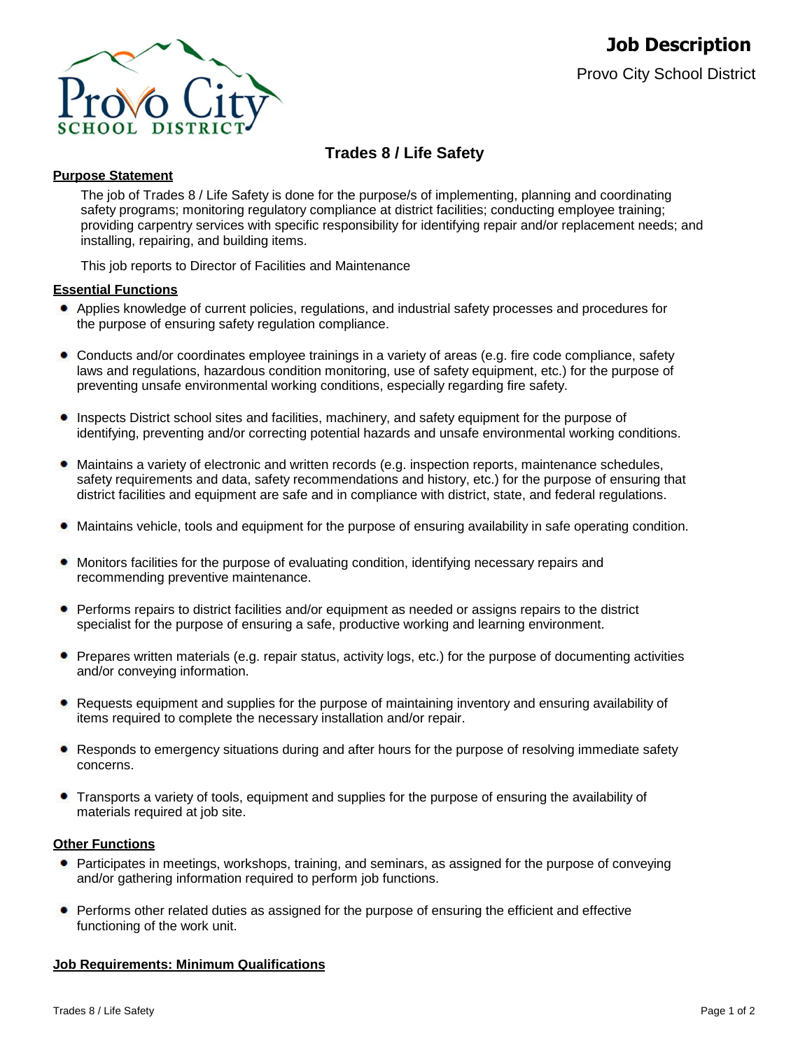# Job Description

Provo City School District

## Trades 8 / Life Safety

### Purpose Statement

The job of Trades 8 / Life Safety is done for the purpose/s of implementing, planning and coordinating safety programs; monitoring regulatory compliance at district facilities; conducting employee training; providing carpentry services with specific responsibility for identifying repair and/or replacement needs; and installing, repairing, and building items.

This job reports to Director of Facilities and Maintenance

### Essential Functions

- Applies knowledge of current policies, regulations, and industrial safety processes and procedures for the purpose of ensuring safety regulation compliance.
- Conducts and/or coordinates employee trainings in a variety of areas (e.g. fire code compliance, safety laws and regulations, hazardous condition monitoring, use of safety equipment, etc.) for the purpose of preventing unsafe environmental working conditions, especially regarding fire safety.
- Inspects District school sites and facilities, machinery, and safety equipment for the purpose of identifying, preventing and/or correcting potential hazards and unsafe environmental working conditions.
- Maintains a variety of electronic and written records (e.g. inspection reports, maintenance schedules, safety requirements and data, safety recommendations and history, etc.) for the purpose of ensuring that district facilities and equipment are safe and in compliance with district, state, and federal regulations.
- Maintains vehicle, tools and equipment for the purpose of ensuring availability in safe operating condition.
- Monitors facilities for the purpose of evaluating condition, identifying necessary repairs and recommending preventive maintenance.
- Performs repairs to district facilities and/or equipment as needed or assigns repairs to the district specialist for the purpose of ensuring a safe, productive working and learning environment.
- Prepares written materials (e.g. repair status, activity logs, etc.) for the purpose of documenting activities and/or conveying information.
- Requests equipment and supplies for the purpose of maintaining inventory and ensuring availability of items required to complete the necessary installation and/or repair.
- Responds to emergency situations during and after hours for the purpose of resolving immediate safety concerns.
- Transports a variety of tools, equipment and supplies for the purpose of ensuring the availability of materials required at job site.

### Other Functions

- Participates in meetings, workshops, training, and seminars, as assigned for the purpose of conveying and/or gathering information required to perform job functions.
- Performs other related duties as assigned for the purpose of ensuring the efficient and effective functioning of the work unit.

### Job Requirements: Minimum Qualifications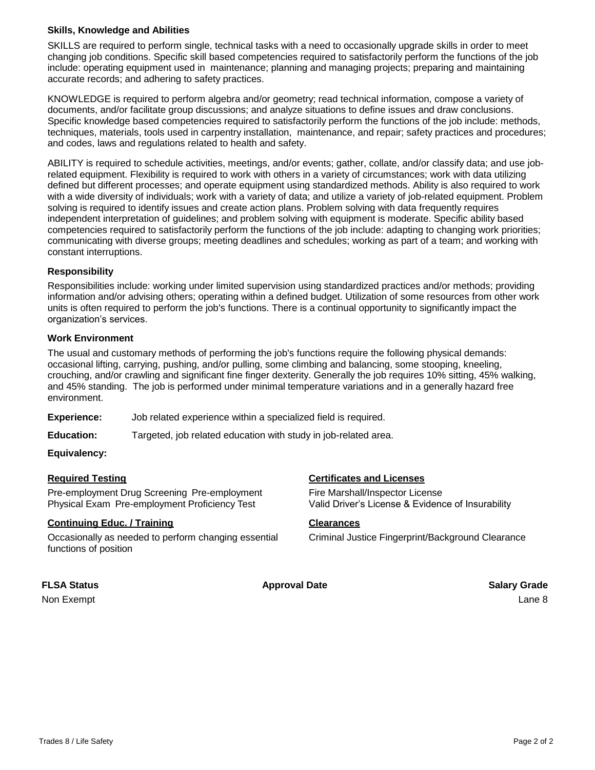### Skills, Knowledge and Abilities

SKILLS are required to perform single, technical tasks with a need to occasionally upgrade skills in order to meet changing job conditions. Specific skill based competencies required to satisfactorily perform the functions of the job include: operating equipment used in maintenance; planning and managing projects; preparing and maintaining accurate records; and adhering to safety practices.

KNOWLEDGE is required to perform algebra and/or geometry; read technical information, compose a variety of documents, and/or facilitate group discussions; and analyze situations to define issues and draw conclusions. Specific knowledge based competencies required to satisfactorily perform the functions of the job include: methods, techniques, materials, tools used in carpentry installation, maintenance, and repair; safety practices and procedures; and codes, laws and regulations related to health and safety.

ABILITY is required to schedule activities, meetings, and/or events; gather, collate, and/or classify data; and use job-related equipment. Flexibility is required to work with others in a variety of circumstances; work with data utilizing defined but different processes; and operate equipment using standardized methods. Ability is also required to work with a wide diversity of individuals; work with a variety of data; and utilize a variety of job-related equipment. Problem solving is required to identify issues and create action plans. Problem solving with data frequently requires independent interpretation of guidelines; and problem solving with equipment is moderate. Specific ability based competencies required to satisfactorily perform the functions of the job include: adapting to changing work priorities; communicating with diverse groups; meeting deadlines and schedules; working as part of a team; and working with constant interruptions.

### Responsibility

Responsibilities include: working under limited supervision using standardized practices and/or methods; providing information and/or advising others; operating within a defined budget. Utilization of some resources from other work units is often required to perform the job's functions. There is a continual opportunity to significantly impact the organization's services.

### Work Environment

The usual and customary methods of performing the job's functions require the following physical demands: occasional lifting, carrying, pushing, and/or pulling, some climbing and balancing, some stooping, kneeling, crouching, and/or crawling and significant fine finger dexterity. Generally the job requires 10% sitting, 45% walking, and 45% standing. The job is performed under minimal temperature variations and in a generally hazard free environment.

**Experience:** Job related experience within a specialized field is required.

**Education:** Targeted, job related education with study in job-related area.

**Equivalency:**

**Required Testing**

Pre-employment Drug Screening Pre-employment Physical Exam Pre-employment Proficiency Test

**Certificates and Licenses**

Fire Marshall/Inspector License
Valid Driver's License & Evidence of Insurability

**Continuing Educ. / Training**

Occasionally as needed to perform changing essential functions of position

**Clearances**

Criminal Justice Fingerprint/Background Clearance

| FLSA Status | Approval Date | Salary Grade |
|---|---|---|
| Non Exempt | | Lane 8 |